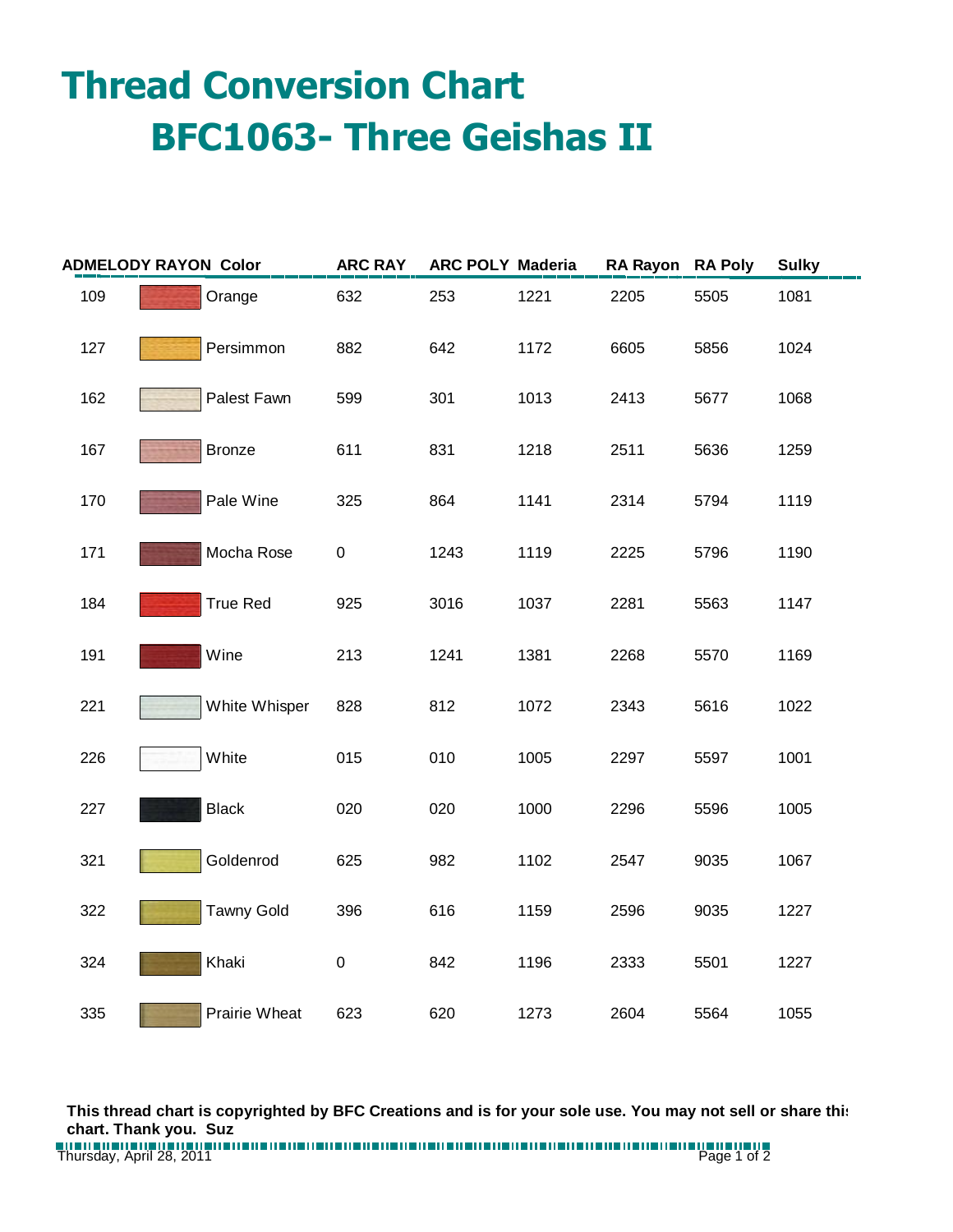# Thread Conversion Chart

## BFC1063- Three Geishas II

| ADMELODY RAYON | | Color | ARC RAY | ARC POLY | Maderia | RA Rayon | RA Poly | Sulky |
|---|---|---|---|---|---|---|---|---|
| 109 | | Orange | 632 | 253 | 1221 | 2205 | 5505 | 1081 |
| 127 | | Persimmon | 882 | 642 | 1172 | 6605 | 5856 | 1024 |
| 162 | | Palest Fawn | 599 | 301 | 1013 | 2413 | 5677 | 1068 |
| 167 | | Bronze | 611 | 831 | 1218 | 2511 | 5636 | 1259 |
| 170 | | Pale Wine | 325 | 864 | 1141 | 2314 | 5794 | 1119 |
| 171 | | Mocha Rose | 0 | 1243 | 1119 | 2225 | 5796 | 1190 |
| 184 | | True Red | 925 | 3016 | 1037 | 2281 | 5563 | 1147 |
| 191 | | Wine | 213 | 1241 | 1381 | 2268 | 5570 | 1169 |
| 221 | | White Whisper | 828 | 812 | 1072 | 2343 | 5616 | 1022 |
| 226 | | White | 015 | 010 | 1005 | 2297 | 5597 | 1001 |
| 227 | | Black | 020 | 020 | 1000 | 2296 | 5596 | 1005 |
| 321 | | Goldenrod | 625 | 982 | 1102 | 2547 | 9035 | 1067 |
| 322 | | Tawny Gold | 396 | 616 | 1159 | 2596 | 9035 | 1227 |
| 324 | | Khaki | 0 | 842 | 1196 | 2333 | 5501 | 1227 |
| 335 | | Prairie Wheat | 623 | 620 | 1273 | 2604 | 5564 | 1055 |

**This thread chart is copyrighted by BFC Creations and is for your sole use. You may not sell or share this chart. Thank you. Suz**

Thursday, April 28, 2011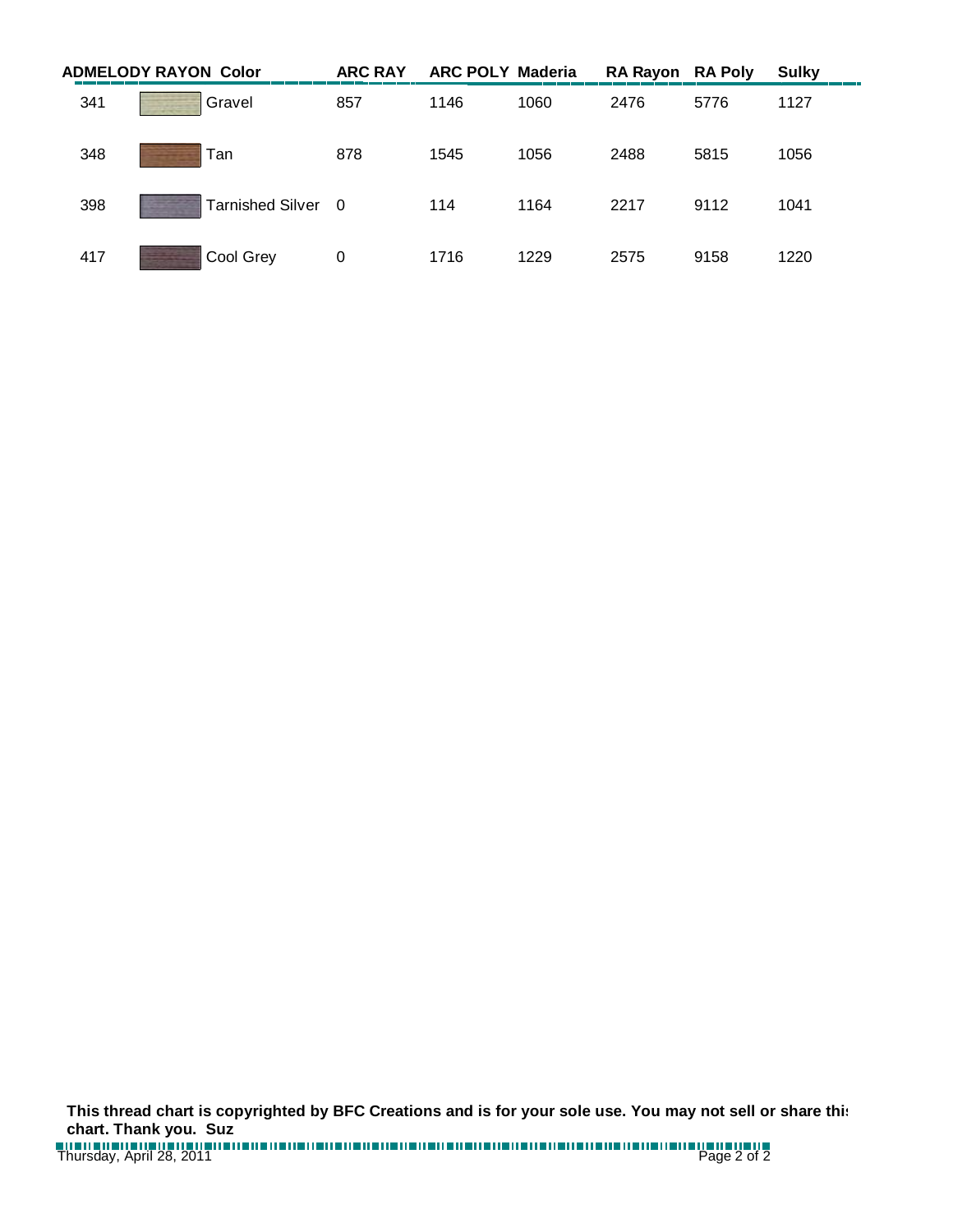| ADMELODY RAYON | Color | | ARC RAY | ARC POLY | Maderia | RA Rayon | RA Poly | Sulky |
|---|---|---|---|---|---|---|---|---|
| 341 | | Gravel | 857 | 1146 | 1060 | 2476 | 5776 | 1127 |
| 348 | | Tan | 878 | 1545 | 1056 | 2488 | 5815 | 1056 |
| 398 | | Tarnished Silver | 0 | 114 | 1164 | 2217 | 9112 | 1041 |
| 417 | | Cool Grey | 0 | 1716 | 1229 | 2575 | 9158 | 1220 |

**This thread chart is copyrighted by BFC Creations and is for your sole use. You may not sell or share this chart. Thank you. Suz**

Thursday, April 28, 2011